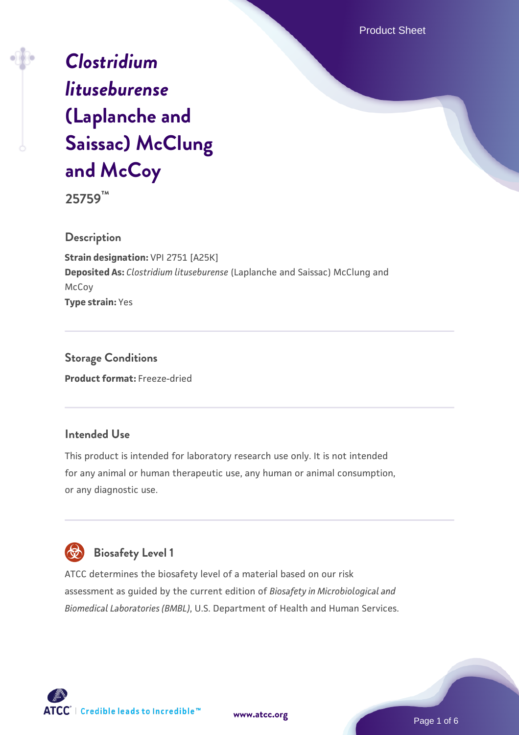# *Clostridium lituseburense* (Laplanche and Saissac) McClung and McCoy

**25759™**

## Description

**Strain designation:** VPI 2751 [A25K]
**Deposited As:** *Clostridium lituseburense* (Laplanche and Saissac) McClung and McCoy
**Type strain:** Yes

## Storage Conditions

**Product format:** Freeze-dried

## Intended Use

This product is intended for laboratory research use only. It is not intended for any animal or human therapeutic use, any human or animal consumption, or any diagnostic use.

## Biosafety Level 1

ATCC determines the biosafety level of a material based on our risk assessment as guided by the current edition of *Biosafety in Microbiological and Biomedical Laboratories (BMBL)*, U.S. Department of Health and Human Services.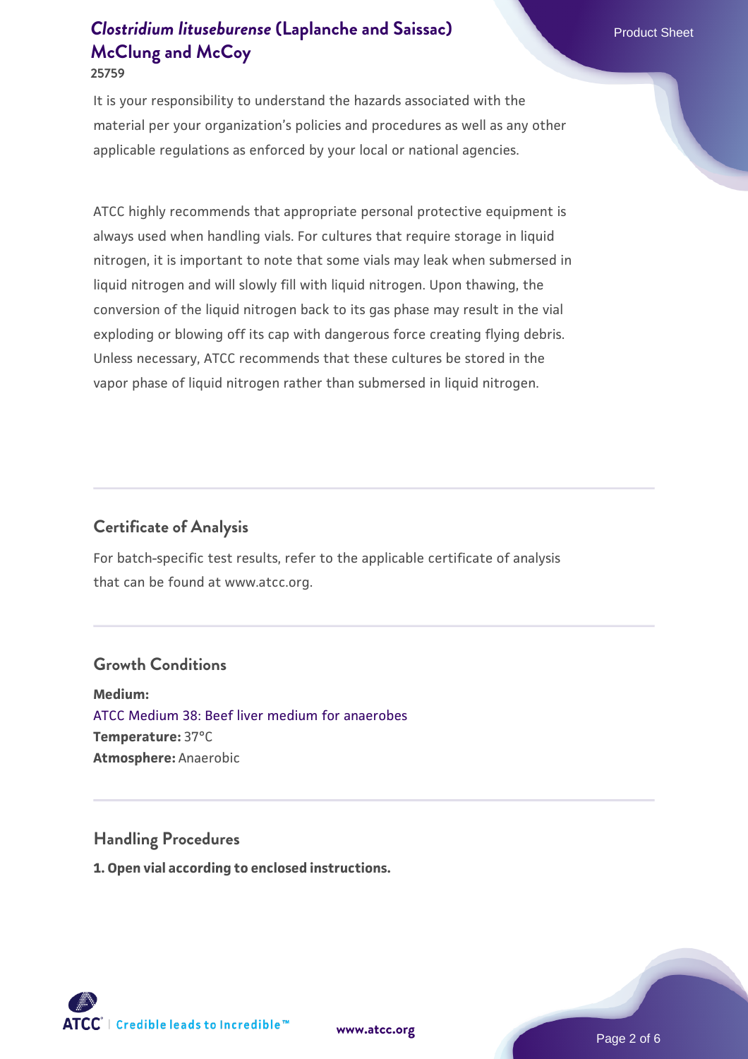It is your responsibility to understand the hazards associated with the material per your organization's policies and procedures as well as any other applicable regulations as enforced by your local or national agencies.

ATCC highly recommends that appropriate personal protective equipment is always used when handling vials. For cultures that require storage in liquid nitrogen, it is important to note that some vials may leak when submersed in liquid nitrogen and will slowly fill with liquid nitrogen. Upon thawing, the conversion of the liquid nitrogen back to its gas phase may result in the vial exploding or blowing off its cap with dangerous force creating flying debris. Unless necessary, ATCC recommends that these cultures be stored in the vapor phase of liquid nitrogen rather than submersed in liquid nitrogen.

## Certificate of Analysis

For batch-specific test results, refer to the applicable certificate of analysis that can be found at www.atcc.org.

## Growth Conditions

**Medium:**
ATCC Medium 38: Beef liver medium for anaerobes
**Temperature:** 37°C
**Atmosphere:** Anaerobic

## Handling Procedures

**1. Open vial according to enclosed instructions.**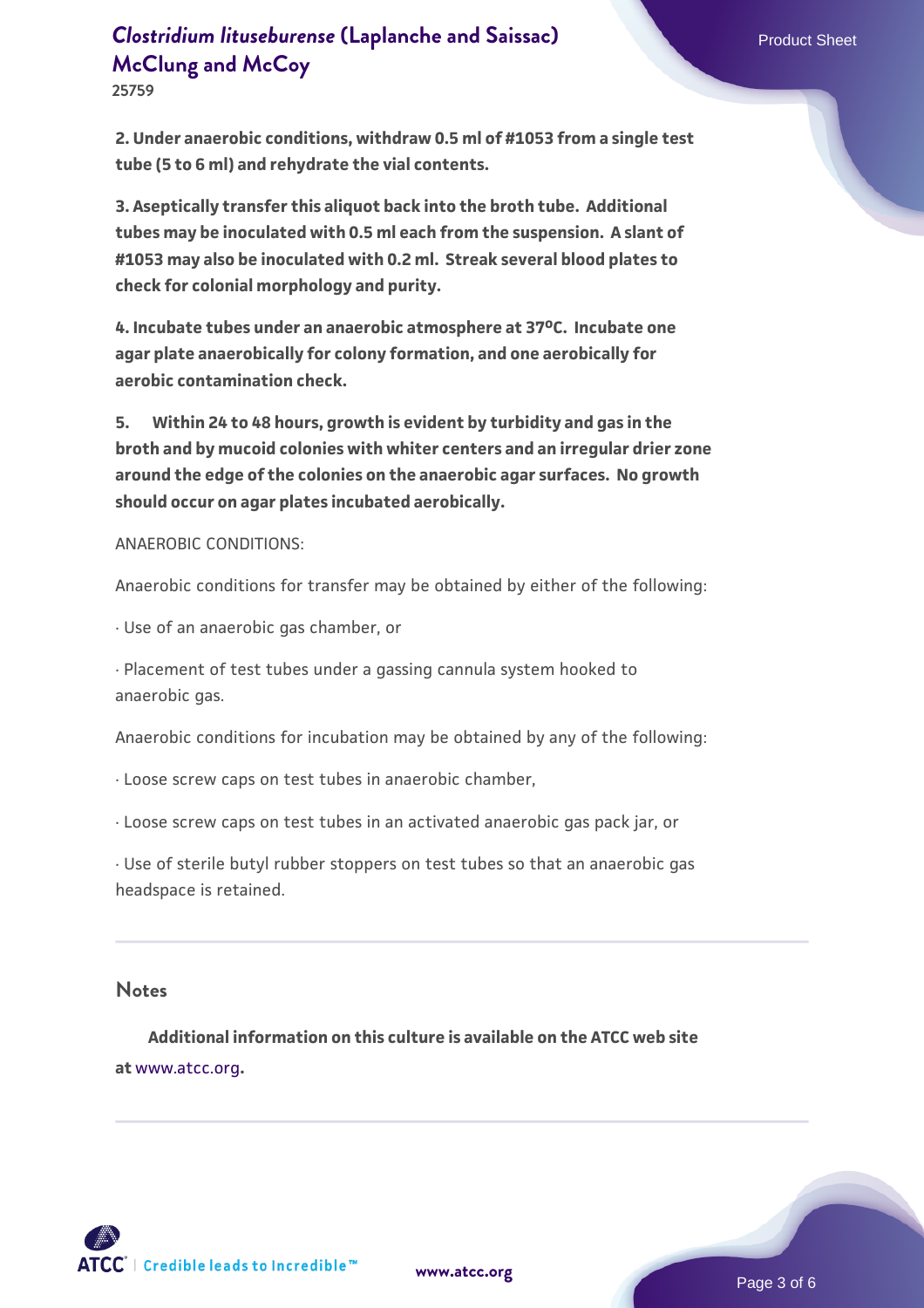**2. Under anaerobic conditions, withdraw 0.5 ml of #1053 from a single test tube (5 to 6 ml) and rehydrate the vial contents.**

**3. Aseptically transfer this aliquot back into the broth tube. Additional tubes may be inoculated with 0.5 ml each from the suspension. A slant of #1053 may also be inoculated with 0.2 ml. Streak several blood plates to check for colonial morphology and purity.**

**4. Incubate tubes under an anaerobic atmosphere at 37ºC. Incubate one agar plate anaerobically for colony formation, and one aerobically for aerobic contamination check.**

**5. Within 24 to 48 hours, growth is evident by turbidity and gas in the broth and by mucoid colonies with whiter centers and an irregular drier zone around the edge of the colonies on the anaerobic agar surfaces. No growth should occur on agar plates incubated aerobically.**

ANAEROBIC CONDITIONS:

Anaerobic conditions for transfer may be obtained by either of the following:

· Use of an anaerobic gas chamber, or

· Placement of test tubes under a gassing cannula system hooked to anaerobic gas.

Anaerobic conditions for incubation may be obtained by any of the following:

· Loose screw caps on test tubes in anaerobic chamber,

· Loose screw caps on test tubes in an activated anaerobic gas pack jar, or

· Use of sterile butyl rubber stoppers on test tubes so that an anaerobic gas headspace is retained.

## Notes

**Additional information on this culture is available on the ATCC web site at www.atcc.org.**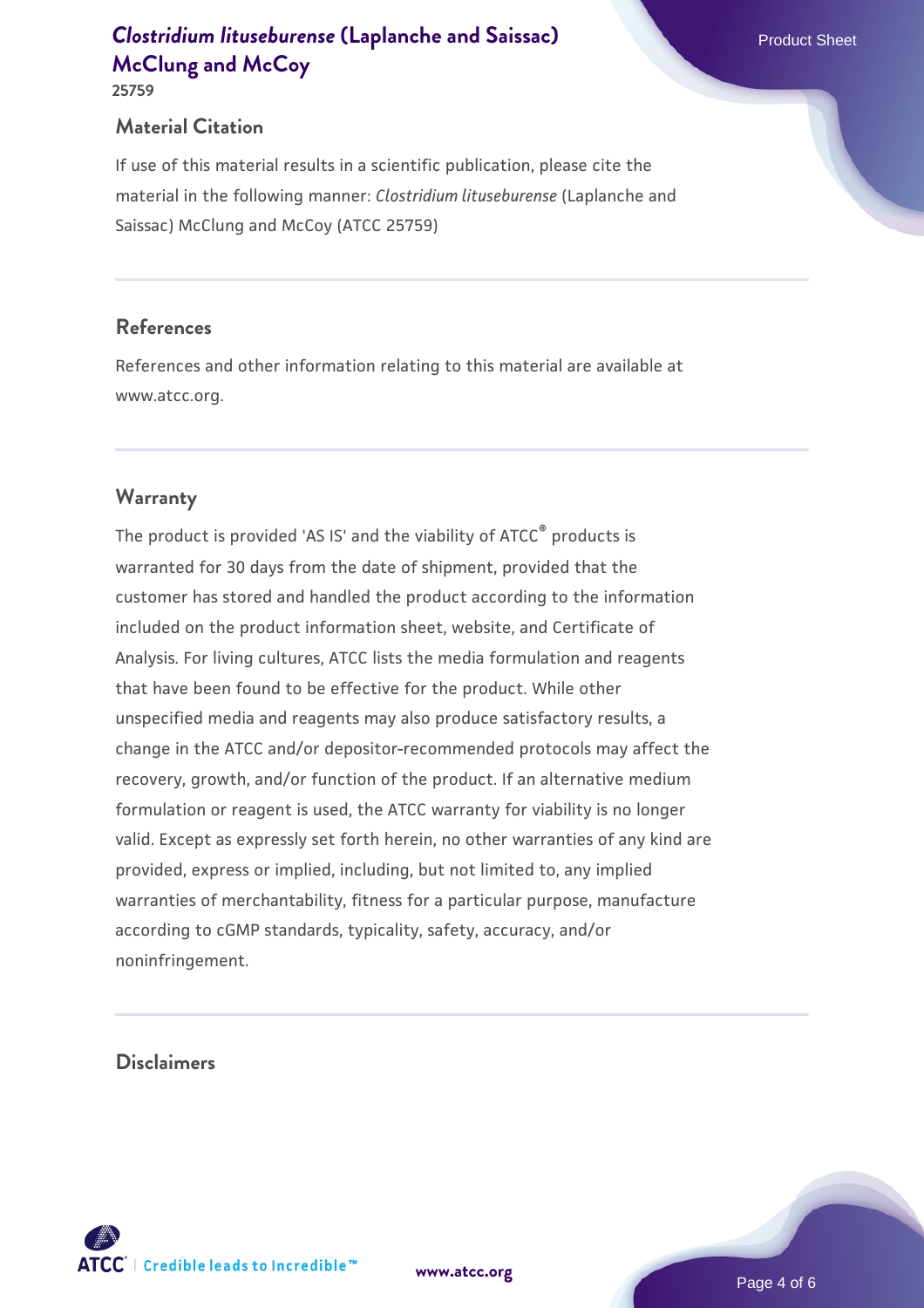## Material Citation

If use of this material results in a scientific publication, please cite the material in the following manner: *Clostridium lituseburense* (Laplanche and Saissac) McClung and McCoy (ATCC 25759)

## References

References and other information relating to this material are available at www.atcc.org.

## Warranty

The product is provided 'AS IS' and the viability of ATCC® products is warranted for 30 days from the date of shipment, provided that the customer has stored and handled the product according to the information included on the product information sheet, website, and Certificate of Analysis. For living cultures, ATCC lists the media formulation and reagents that have been found to be effective for the product. While other unspecified media and reagents may also produce satisfactory results, a change in the ATCC and/or depositor-recommended protocols may affect the recovery, growth, and/or function of the product. If an alternative medium formulation or reagent is used, the ATCC warranty for viability is no longer valid. Except as expressly set forth herein, no other warranties of any kind are provided, express or implied, including, but not limited to, any implied warranties of merchantability, fitness for a particular purpose, manufacture according to cGMP standards, typicality, safety, accuracy, and/or noninfringement.

## Disclaimers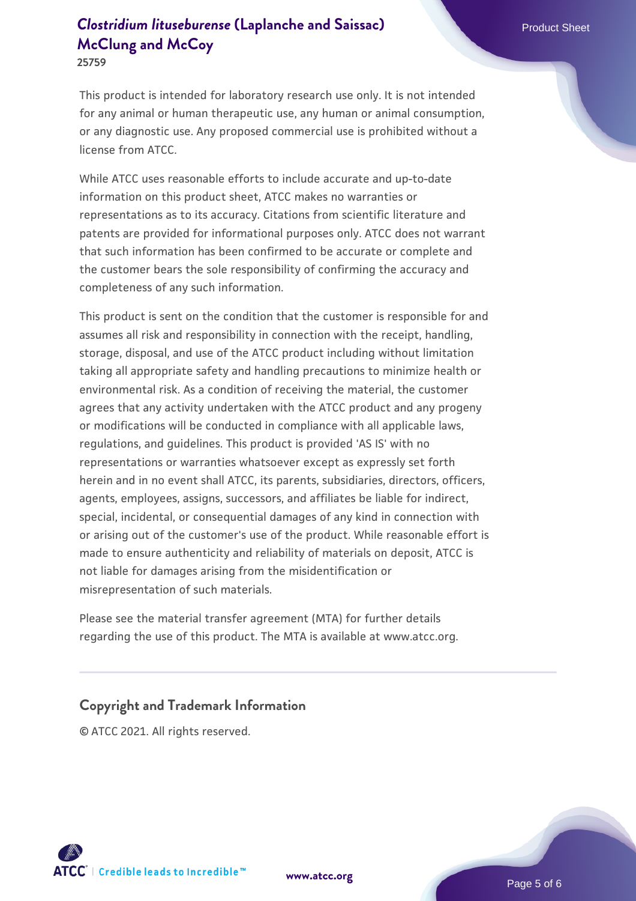This product is intended for laboratory research use only. It is not intended for any animal or human therapeutic use, any human or animal consumption, or any diagnostic use. Any proposed commercial use is prohibited without a license from ATCC.

While ATCC uses reasonable efforts to include accurate and up-to-date information on this product sheet, ATCC makes no warranties or representations as to its accuracy. Citations from scientific literature and patents are provided for informational purposes only. ATCC does not warrant that such information has been confirmed to be accurate or complete and the customer bears the sole responsibility of confirming the accuracy and completeness of any such information.

This product is sent on the condition that the customer is responsible for and assumes all risk and responsibility in connection with the receipt, handling, storage, disposal, and use of the ATCC product including without limitation taking all appropriate safety and handling precautions to minimize health or environmental risk. As a condition of receiving the material, the customer agrees that any activity undertaken with the ATCC product and any progeny or modifications will be conducted in compliance with all applicable laws, regulations, and guidelines. This product is provided 'AS IS' with no representations or warranties whatsoever except as expressly set forth herein and in no event shall ATCC, its parents, subsidiaries, directors, officers, agents, employees, assigns, successors, and affiliates be liable for indirect, special, incidental, or consequential damages of any kind in connection with or arising out of the customer's use of the product. While reasonable effort is made to ensure authenticity and reliability of materials on deposit, ATCC is not liable for damages arising from the misidentification or misrepresentation of such materials.

Please see the material transfer agreement (MTA) for further details regarding the use of this product. The MTA is available at www.atcc.org.

## Copyright and Trademark Information

© ATCC 2021. All rights reserved.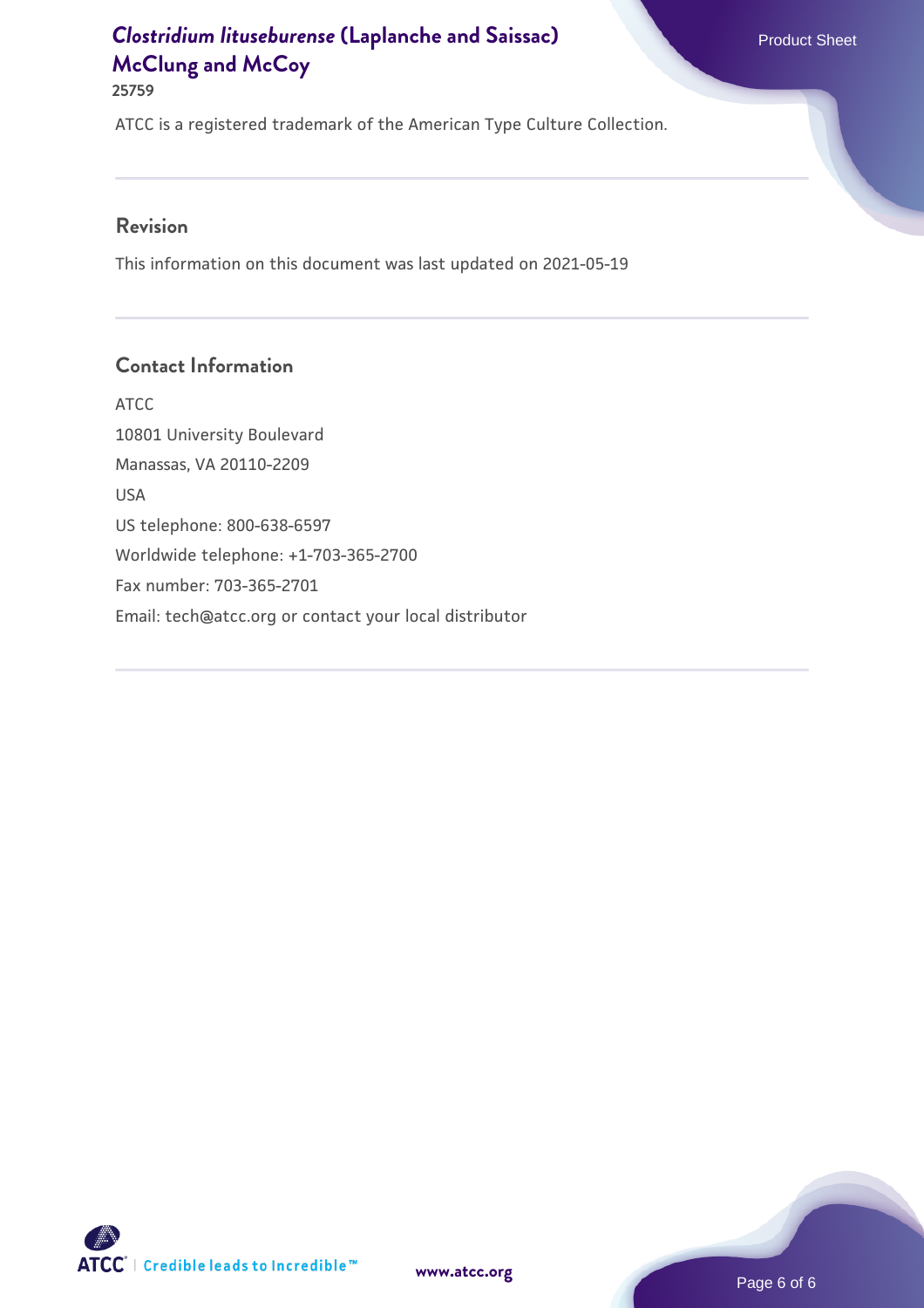ATCC is a registered trademark of the American Type Culture Collection.

## Revision

This information on this document was last updated on 2021-05-19

## Contact Information

ATCC
10801 University Boulevard
Manassas, VA 20110-2209
USA
US telephone: 800-638-6597
Worldwide telephone: +1-703-365-2700
Fax number: 703-365-2701
Email: tech@atcc.org or contact your local distributor